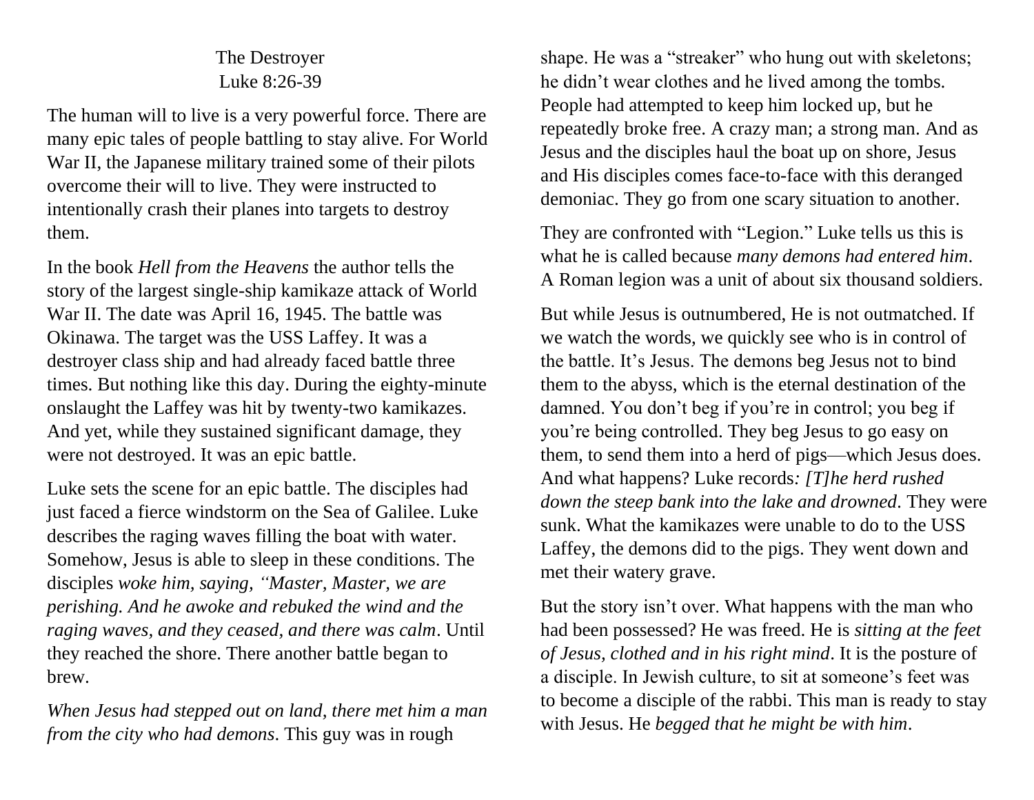# The Destroyer
## Luke 8:26-39

The human will to live is a very powerful force. There are many epic tales of people battling to stay alive. For World War II, the Japanese military trained some of their pilots overcome their will to live. They were instructed to intentionally crash their planes into targets to destroy them.

In the book *Hell from the Heavens* the author tells the story of the largest single-ship kamikaze attack of World War II. The date was April 16, 1945. The battle was Okinawa. The target was the USS Laffey. It was a destroyer class ship and had already faced battle three times. But nothing like this day. During the eighty-minute onslaught the Laffey was hit by twenty-two kamikazes. And yet, while they sustained significant damage, they were not destroyed. It was an epic battle.

Luke sets the scene for an epic battle. The disciples had just faced a fierce windstorm on the Sea of Galilee. Luke describes the raging waves filling the boat with water. Somehow, Jesus is able to sleep in these conditions. The disciples *woke him, saying, "Master, Master, we are perishing. And he awoke and rebuked the wind and the raging waves, and they ceased, and there was calm*. Until they reached the shore. There another battle began to brew.

*When Jesus had stepped out on land, there met him a man from the city who had demons*. This guy was in rough shape. He was a "streaker" who hung out with skeletons; he didn't wear clothes and he lived among the tombs. People had attempted to keep him locked up, but he repeatedly broke free. A crazy man; a strong man. And as Jesus and the disciples haul the boat up on shore, Jesus and His disciples comes face-to-face with this deranged demoniac. They go from one scary situation to another.

They are confronted with "Legion." Luke tells us this is what he is called because *many demons had entered him*. A Roman legion was a unit of about six thousand soldiers.

But while Jesus is outnumbered, He is not outmatched. If we watch the words, we quickly see who is in control of the battle. It's Jesus. The demons beg Jesus not to bind them to the abyss, which is the eternal destination of the damned. You don't beg if you're in control; you beg if you're being controlled. They beg Jesus to go easy on them, to send them into a herd of pigs—which Jesus does. And what happens? Luke records*: [T]he herd rushed down the steep bank into the lake and drowned*. They were sunk. What the kamikazes were unable to do to the USS Laffey, the demons did to the pigs. They went down and met their watery grave.

But the story isn't over. What happens with the man who had been possessed? He was freed. He is *sitting at the feet of Jesus, clothed and in his right mind*. It is the posture of a disciple. In Jewish culture, to sit at someone's feet was to become a disciple of the rabbi. This man is ready to stay with Jesus. He *begged that he might be with him*.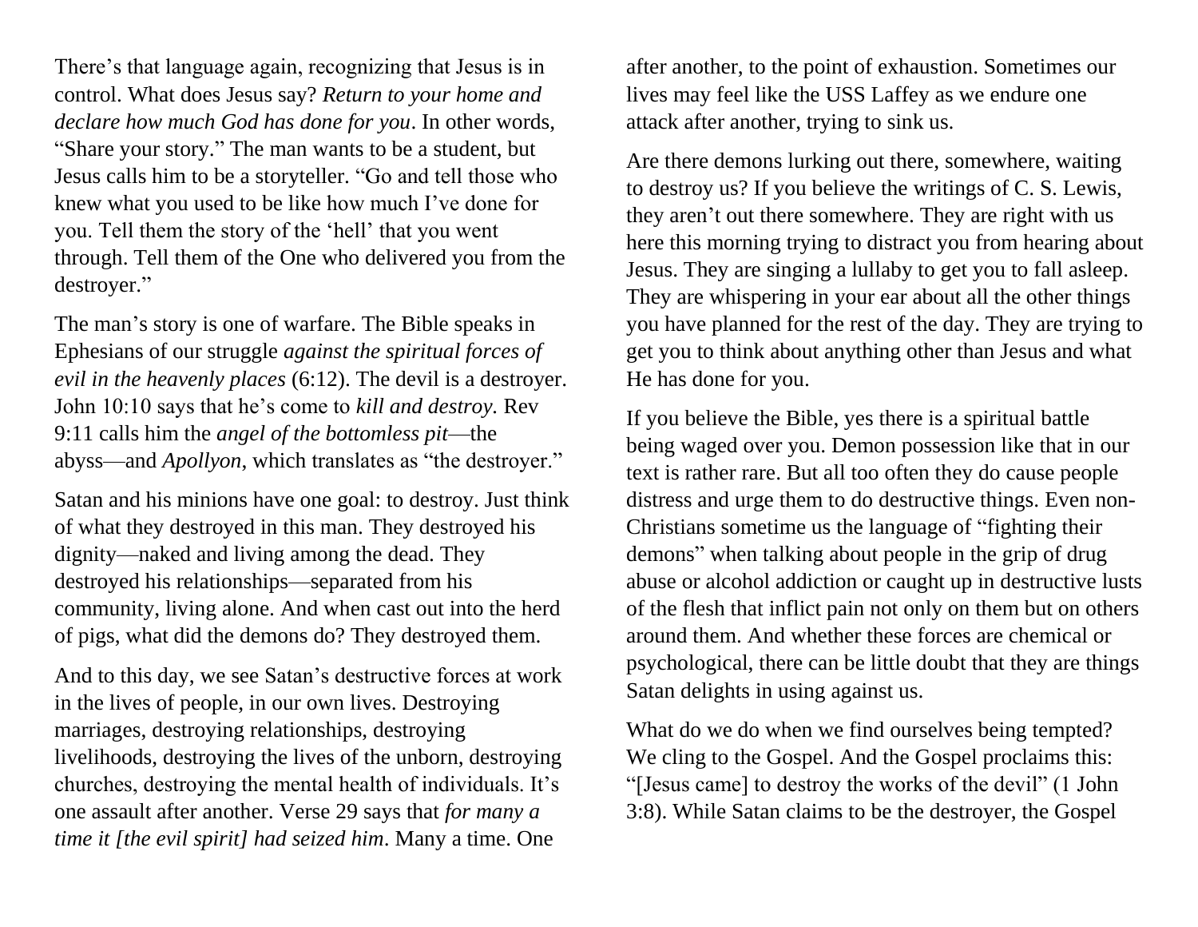There's that language again, recognizing that Jesus is in control. What does Jesus say? *Return to your home and declare how much God has done for you*. In other words, "Share your story." The man wants to be a student, but Jesus calls him to be a storyteller. "Go and tell those who knew what you used to be like how much I've done for you. Tell them the story of the 'hell' that you went through. Tell them of the One who delivered you from the destroyer."

The man's story is one of warfare. The Bible speaks in Ephesians of our struggle *against the spiritual forces of evil in the heavenly places* (6:12). The devil is a destroyer. John 10:10 says that he's come to *kill and destroy.* Rev 9:11 calls him the *angel of the bottomless pit*—the abyss—and *Apollyon*, which translates as "the destroyer."

Satan and his minions have one goal: to destroy. Just think of what they destroyed in this man. They destroyed his dignity—naked and living among the dead. They destroyed his relationships—separated from his community, living alone. And when cast out into the herd of pigs, what did the demons do? They destroyed them.

And to this day, we see Satan's destructive forces at work in the lives of people, in our own lives. Destroying marriages, destroying relationships, destroying livelihoods, destroying the lives of the unborn, destroying churches, destroying the mental health of individuals. It's one assault after another. Verse 29 says that *for many a time it [the evil spirit] had seized him*. Many a time. One after another, to the point of exhaustion. Sometimes our lives may feel like the USS Laffey as we endure one attack after another, trying to sink us.

Are there demons lurking out there, somewhere, waiting to destroy us? If you believe the writings of C. S. Lewis, they aren't out there somewhere. They are right with us here this morning trying to distract you from hearing about Jesus. They are singing a lullaby to get you to fall asleep. They are whispering in your ear about all the other things you have planned for the rest of the day. They are trying to get you to think about anything other than Jesus and what He has done for you.

If you believe the Bible, yes there is a spiritual battle being waged over you. Demon possession like that in our text is rather rare. But all too often they do cause people distress and urge them to do destructive things. Even non-Christians sometime us the language of "fighting their demons" when talking about people in the grip of drug abuse or alcohol addiction or caught up in destructive lusts of the flesh that inflict pain not only on them but on others around them. And whether these forces are chemical or psychological, there can be little doubt that they are things Satan delights in using against us.

What do we do when we find ourselves being tempted? We cling to the Gospel. And the Gospel proclaims this: "[Jesus came] to destroy the works of the devil" (1 John 3:8). While Satan claims to be the destroyer, the Gospel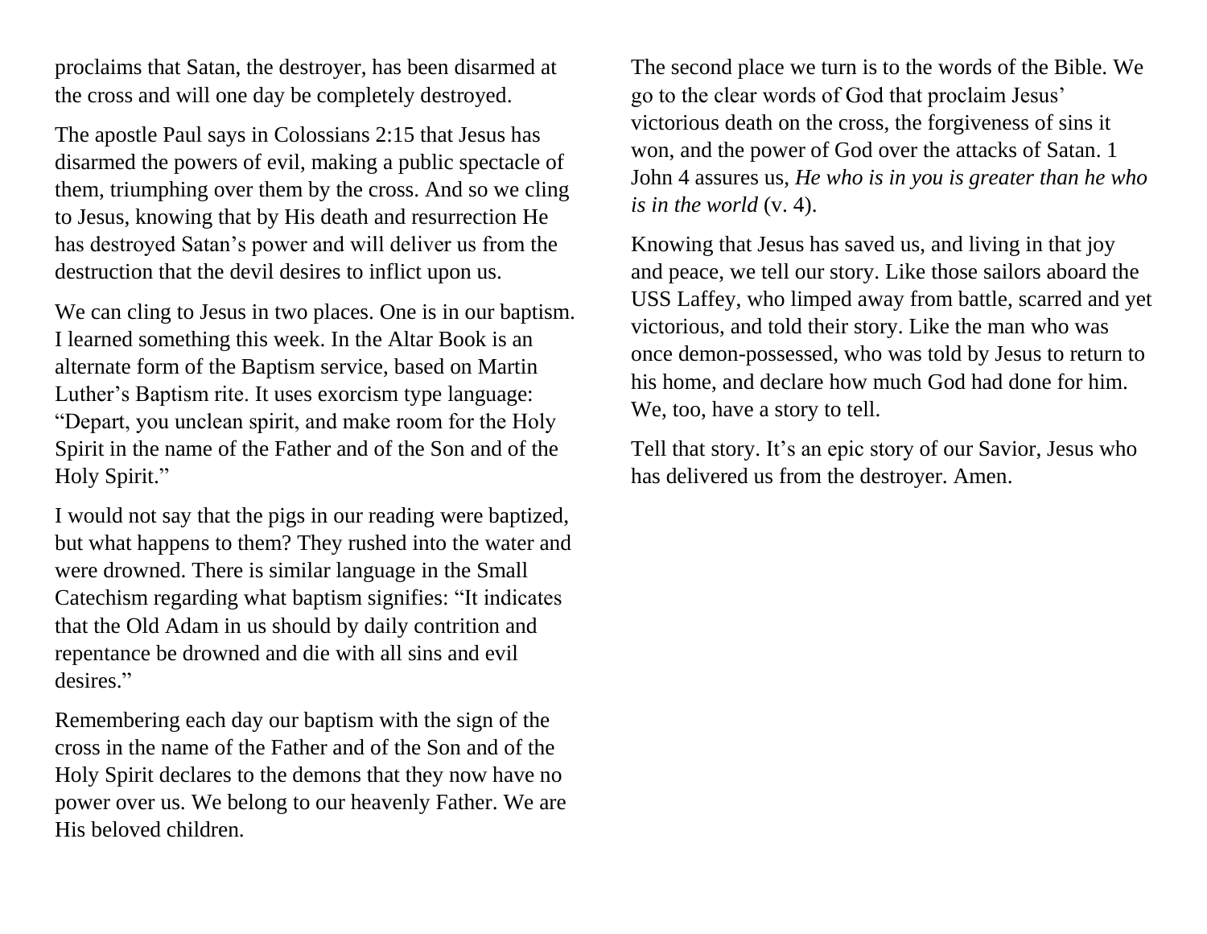proclaims that Satan, the destroyer, has been disarmed at the cross and will one day be completely destroyed.

The apostle Paul says in Colossians 2:15 that Jesus has disarmed the powers of evil, making a public spectacle of them, triumphing over them by the cross. And so we cling to Jesus, knowing that by His death and resurrection He has destroyed Satan's power and will deliver us from the destruction that the devil desires to inflict upon us.

We can cling to Jesus in two places. One is in our baptism. I learned something this week. In the Altar Book is an alternate form of the Baptism service, based on Martin Luther's Baptism rite. It uses exorcism type language: "Depart, you unclean spirit, and make room for the Holy Spirit in the name of the Father and of the Son and of the Holy Spirit."

I would not say that the pigs in our reading were baptized, but what happens to them? They rushed into the water and were drowned. There is similar language in the Small Catechism regarding what baptism signifies: "It indicates that the Old Adam in us should by daily contrition and repentance be drowned and die with all sins and evil desires."

Remembering each day our baptism with the sign of the cross in the name of the Father and of the Son and of the Holy Spirit declares to the demons that they now have no power over us. We belong to our heavenly Father. We are His beloved children.

The second place we turn is to the words of the Bible. We go to the clear words of God that proclaim Jesus' victorious death on the cross, the forgiveness of sins it won, and the power of God over the attacks of Satan. 1 John 4 assures us, *He who is in you is greater than he who is in the world* (v. 4).

Knowing that Jesus has saved us, and living in that joy and peace, we tell our story. Like those sailors aboard the USS Laffey, who limped away from battle, scarred and yet victorious, and told their story. Like the man who was once demon-possessed, who was told by Jesus to return to his home, and declare how much God had done for him. We, too, have a story to tell.

Tell that story. It's an epic story of our Savior, Jesus who has delivered us from the destroyer. Amen.